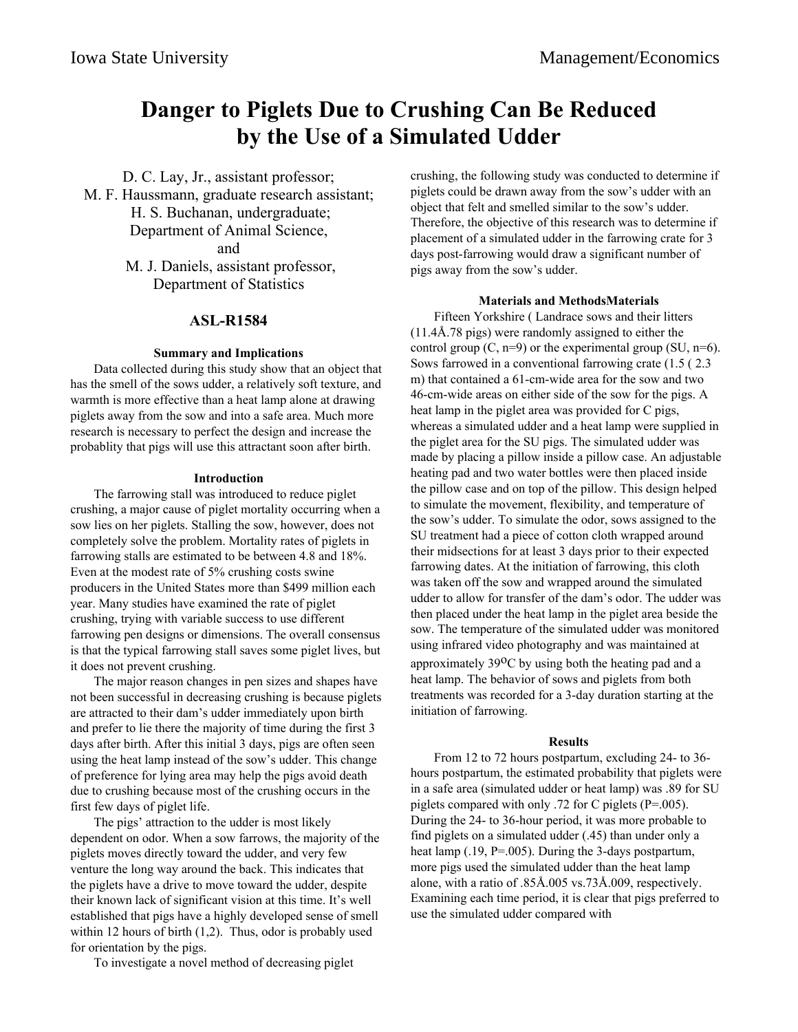# Danger to Piglets Due to Crushing Can Be Reduced by the Use of a Simulated Udder

D. C. Lay, Jr., assistant professor;
M. F. Haussmann, graduate research assistant;
H. S. Buchanan, undergraduate;
Department of Animal Science,
and
M. J. Daniels, assistant professor,
Department of Statistics

## ASL-R1584

### Summary and Implications

Data collected during this study show that an object that has the smell of the sows udder, a relatively soft texture, and warmth is more effective than a heat lamp alone at drawing piglets away from the sow and into a safe area. Much more research is necessary to perfect the design and increase the probablity that pigs will use this attractant soon after birth.

### Introduction

The farrowing stall was introduced to reduce piglet crushing, a major cause of piglet mortality occurring when a sow lies on her piglets. Stalling the sow, however, does not completely solve the problem. Mortality rates of piglets in farrowing stalls are estimated to be between 4.8 and 18%. Even at the modest rate of 5% crushing costs swine producers in the United States more than $499 million each year. Many studies have examined the rate of piglet crushing, trying with variable success to use different farrowing pen designs or dimensions. The overall consensus is that the typical farrowing stall saves some piglet lives, but it does not prevent crushing.

The major reason changes in pen sizes and shapes have not been successful in decreasing crushing is because piglets are attracted to their dam's udder immediately upon birth and prefer to lie there the majority of time during the first 3 days after birth. After this initial 3 days, pigs are often seen using the heat lamp instead of the sow's udder. This change of preference for lying area may help the pigs avoid death due to crushing because most of the crushing occurs in the first few days of piglet life.

The pigs' attraction to the udder is most likely dependent on odor. When a sow farrows, the majority of the piglets moves directly toward the udder, and very few venture the long way around the back. This indicates that the piglets have a drive to move toward the udder, despite their known lack of significant vision at this time. It's well established that pigs have a highly developed sense of smell within 12 hours of birth (1,2). Thus, odor is probably used for orientation by the pigs.

To investigate a novel method of decreasing piglet crushing, the following study was conducted to determine if piglets could be drawn away from the sow's udder with an object that felt and smelled similar to the sow's udder. Therefore, the objective of this research was to determine if placement of a simulated udder in the farrowing crate for 3 days post-farrowing would draw a significant number of pigs away from the sow's udder.

### Materials and MethodsMaterials

Fifteen Yorkshire ( Landrace sows and their litters (11.4Å.78 pigs) were randomly assigned to either the control group (C, n=9) or the experimental group (SU, n=6). Sows farrowed in a conventional farrowing crate (1.5 ( 2.3 m) that contained a 61-cm-wide area for the sow and two 46-cm-wide areas on either side of the sow for the pigs. A heat lamp in the piglet area was provided for C pigs, whereas a simulated udder and a heat lamp were supplied in the piglet area for the SU pigs. The simulated udder was made by placing a pillow inside a pillow case. An adjustable heating pad and two water bottles were then placed inside the pillow case and on top of the pillow. This design helped to simulate the movement, flexibility, and temperature of the sow's udder. To simulate the odor, sows assigned to the SU treatment had a piece of cotton cloth wrapped around their midsections for at least 3 days prior to their expected farrowing dates. At the initiation of farrowing, this cloth was taken off the sow and wrapped around the simulated udder to allow for transfer of the dam's odor. The udder was then placed under the heat lamp in the piglet area beside the sow. The temperature of the simulated udder was monitored using infrared video photography and was maintained at approximately 39$^{o}$C by using both the heating pad and a heat lamp. The behavior of sows and piglets from both treatments was recorded for a 3-day duration starting at the initiation of farrowing.

### Results

From 12 to 72 hours postpartum, excluding 24- to 36-hours postpartum, the estimated probability that piglets were in a safe area (simulated udder or heat lamp) was .89 for SU piglets compared with only .72 for C piglets (P=.005). During the 24- to 36-hour period, it was more probable to find piglets on a simulated udder (.45) than under only a heat lamp (.19, P=.005). During the 3-days postpartum, more pigs used the simulated udder than the heat lamp alone, with a ratio of .85Å.005 vs.73Å.009, respectively. Examining each time period, it is clear that pigs preferred to use the simulated udder compared with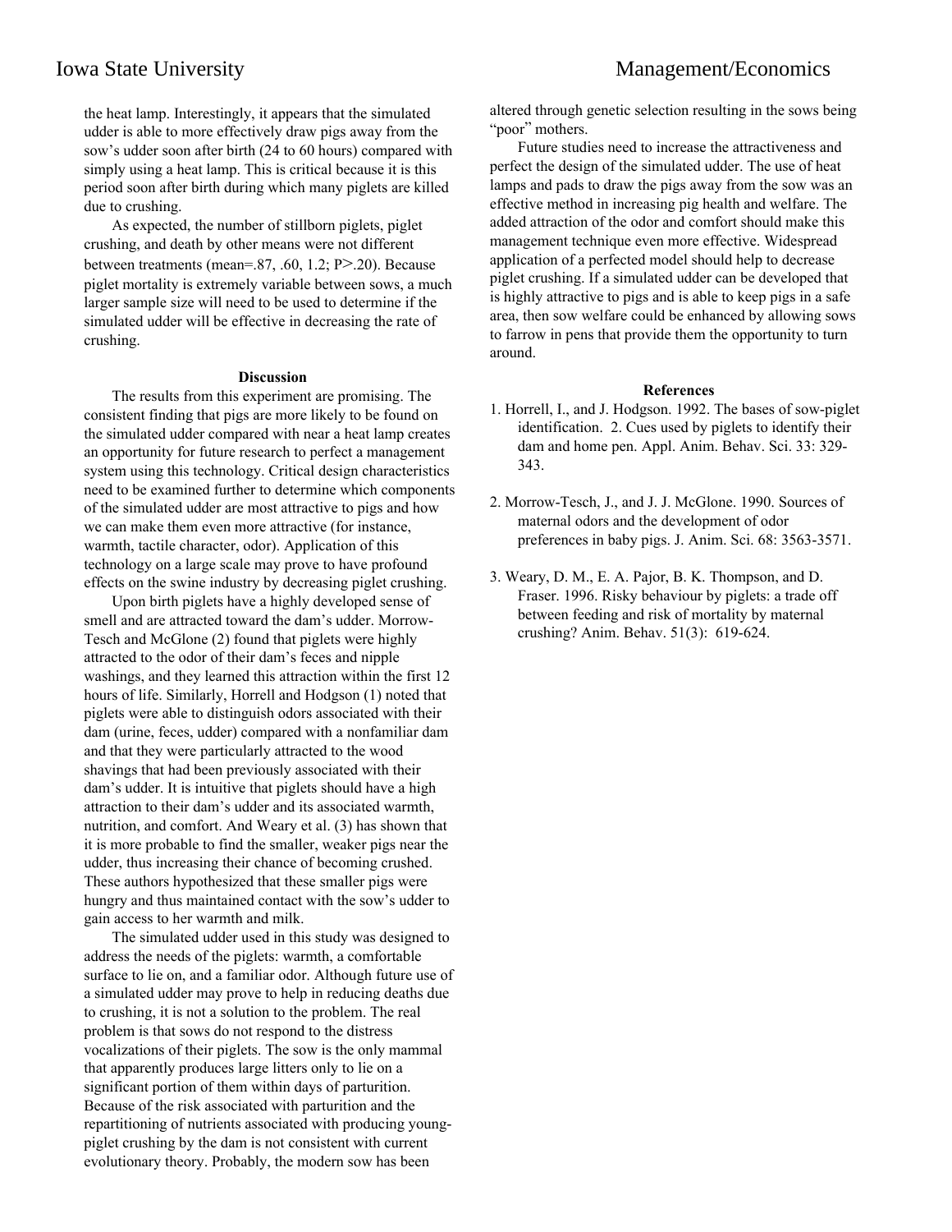the heat lamp. Interestingly, it appears that the simulated udder is able to more effectively draw pigs away from the sow's udder soon after birth (24 to 60 hours) compared with simply using a heat lamp. This is critical because it is this period soon after birth during which many piglets are killed due to crushing.

As expected, the number of stillborn piglets, piglet crushing, and death by other means were not different between treatments (mean=.87, .60, 1.2; $P > .20$). Because piglet mortality is extremely variable between sows, a much larger sample size will need to be used to determine if the simulated udder will be effective in decreasing the rate of crushing.

### Discussion

The results from this experiment are promising. The consistent finding that pigs are more likely to be found on the simulated udder compared with near a heat lamp creates an opportunity for future research to perfect a management system using this technology. Critical design characteristics need to be examined further to determine which components of the simulated udder are most attractive to pigs and how we can make them even more attractive (for instance, warmth, tactile character, odor). Application of this technology on a large scale may prove to have profound effects on the swine industry by decreasing piglet crushing.

Upon birth piglets have a highly developed sense of smell and are attracted toward the dam's udder. Morrow-Tesch and McGlone (2) found that piglets were highly attracted to the odor of their dam's feces and nipple washings, and they learned this attraction within the first 12 hours of life. Similarly, Horrell and Hodgson (1) noted that piglets were able to distinguish odors associated with their dam (urine, feces, udder) compared with a nonfamiliar dam and that they were particularly attracted to the wood shavings that had been previously associated with their dam's udder. It is intuitive that piglets should have a high attraction to their dam's udder and its associated warmth, nutrition, and comfort. And Weary et al. (3) has shown that it is more probable to find the smaller, weaker pigs near the udder, thus increasing their chance of becoming crushed. These authors hypothesized that these smaller pigs were hungry and thus maintained contact with the sow's udder to gain access to her warmth and milk.

The simulated udder used in this study was designed to address the needs of the piglets: warmth, a comfortable surface to lie on, and a familiar odor. Although future use of a simulated udder may prove to help in reducing deaths due to crushing, it is not a solution to the problem. The real problem is that sows do not respond to the distress vocalizations of their piglets. The sow is the only mammal that apparently produces large litters only to lie on a significant portion of them within days of parturition. Because of the risk associated with parturition and the repartitioning of nutrients associated with producing young-piglet crushing by the dam is not consistent with current evolutionary theory. Probably, the modern sow has been altered through genetic selection resulting in the sows being "poor" mothers.

Future studies need to increase the attractiveness and perfect the design of the simulated udder. The use of heat lamps and pads to draw the pigs away from the sow was an effective method in increasing pig health and welfare. The added attraction of the odor and comfort should make this management technique even more effective. Widespread application of a perfected model should help to decrease piglet crushing. If a simulated udder can be developed that is highly attractive to pigs and is able to keep pigs in a safe area, then sow welfare could be enhanced by allowing sows to farrow in pens that provide them the opportunity to turn around.

### References

1. Horrell, I., and J. Hodgson. 1992. The bases of sow-piglet identification. 2. Cues used by piglets to identify their dam and home pen. Appl. Anim. Behav. Sci. 33: 329-343.

2. Morrow-Tesch, J., and J. J. McGlone. 1990. Sources of maternal odors and the development of odor preferences in baby pigs. J. Anim. Sci. 68: 3563-3571.

3. Weary, D. M., E. A. Pajor, B. K. Thompson, and D. Fraser. 1996. Risky behaviour by piglets: a trade off between feeding and risk of mortality by maternal crushing? Anim. Behav. 51(3): 619-624.